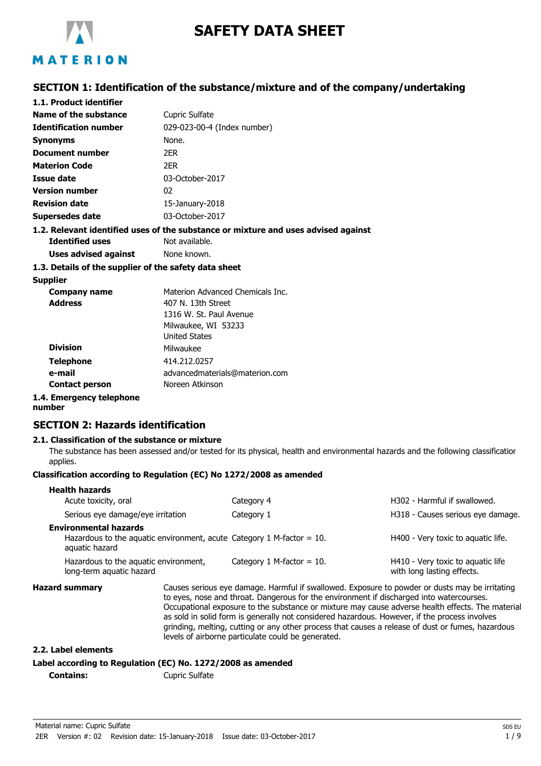# SAFETY DATA SHEET

## SECTION 1: Identification of the substance/mixture and of the company/undertaking

### 1.1. Product identifier

| | |
|---|---|
| **Name of the substance** | Cupric Sulfate |
| **Identification number** | 029-023-00-4 (Index number) |
| **Synonyms** | None. |
| **Document number** | 2ER |
| **Materion Code** | 2ER |
| **Issue date** | 03-October-2017 |
| **Version number** | 02 |
| **Revision date** | 15-January-2018 |
| **Supersedes date** | 03-October-2017 |

### 1.2. Relevant identified uses of the substance or mixture and uses advised against

| | |
|---|---|
| **Identified uses** | Not available. |
| **Uses advised against** | None known. |

### 1.3. Details of the supplier of the safety data sheet

**Supplier**

| | |
|---|---|
| **Company name** | Materion Advanced Chemicals Inc. |
| **Address** | 407 N. 13th Street<br>1316 W. St. Paul Avenue<br>Milwaukee, WI 53233<br>United States |
| **Division** | Milwaukee |
| **Telephone** | 414.212.0257 |
| **e-mail** | advancedmaterials@materion.com |
| **Contact person** | Noreen Atkinson |

### 1.4. Emergency telephone number

## SECTION 2: Hazards identification

### 2.1. Classification of the substance or mixture

The substance has been assessed and/or tested for its physical, health and environmental hazards and the following classification applies.

**Classification according to Regulation (EC) No 1272/2008 as amended**

| | | |
|---|---|---|
| **Health hazards** | | |
| Acute toxicity, oral | Category 4 | H302 - Harmful if swallowed. |
| Serious eye damage/eye irritation | Category 1 | H318 - Causes serious eye damage. |
| **Environmental hazards** | | |
| Hazardous to the aquatic environment, acute aquatic hazard | Category 1 M-factor = 10. | H400 - Very toxic to aquatic life. |
| Hazardous to the aquatic environment, long-term aquatic hazard | Category 1 M-factor = 10. | H410 - Very toxic to aquatic life with long lasting effects. |

**Hazard summary**

Causes serious eye damage. Harmful if swallowed. Exposure to powder or dusts may be irritating to eyes, nose and throat. Dangerous for the environment if discharged into watercourses. Occupational exposure to the substance or mixture may cause adverse health effects. The material as sold in solid form is generally not considered hazardous. However, if the process involves grinding, melting, cutting or any other process that causes a release of dust or fumes, hazardous levels of airborne particulate could be generated.

### 2.2. Label elements

**Label according to Regulation (EC) No. 1272/2008 as amended**

**Contains:** Cupric Sulfate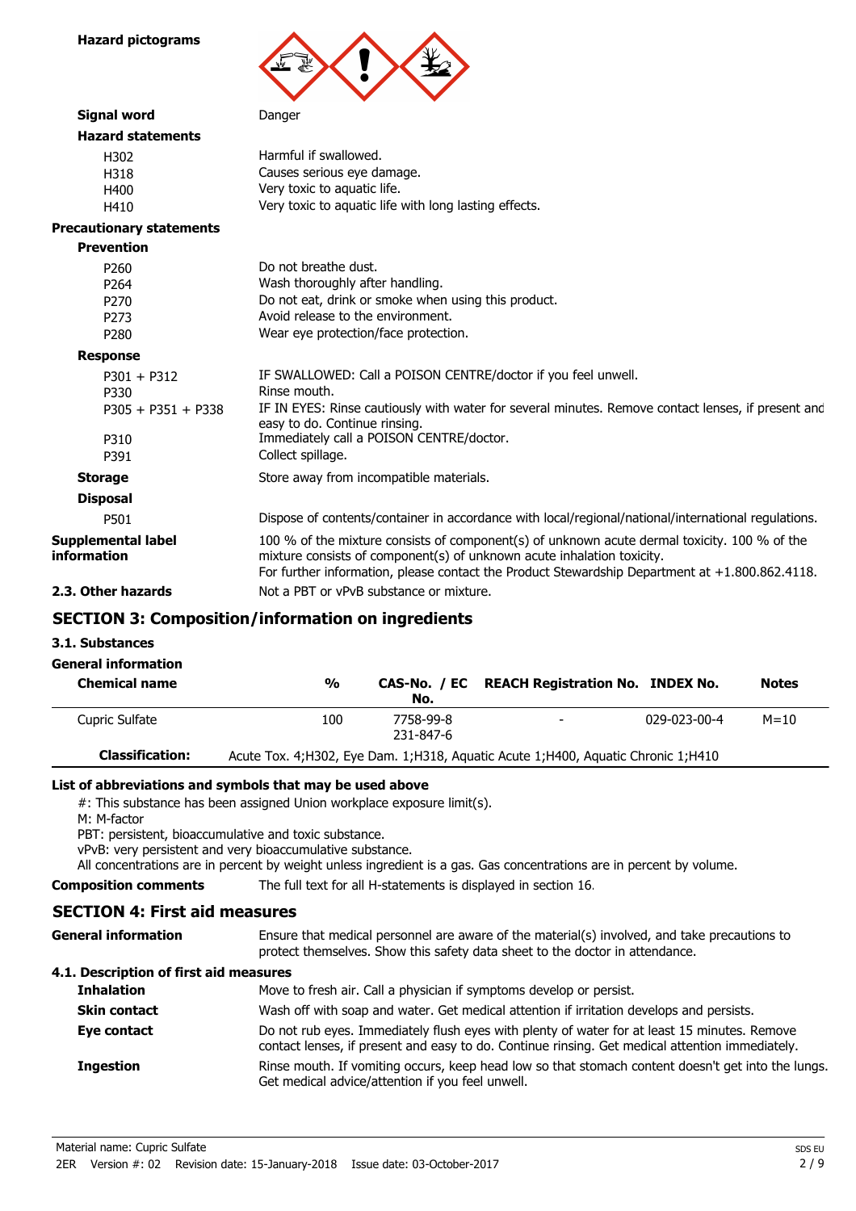**Hazard pictograms**

**Signal word** Danger

**Hazard statements**

| | |
|---|---|
| H302 | Harmful if swallowed. |
| H318 | Causes serious eye damage. |
| H400 | Very toxic to aquatic life. |
| H410 | Very toxic to aquatic life with long lasting effects. |

**Precautionary statements**

**Prevention**

| | |
|---|---|
| P260 | Do not breathe dust. |
| P264 | Wash thoroughly after handling. |
| P270 | Do not eat, drink or smoke when using this product. |
| P273 | Avoid release to the environment. |
| P280 | Wear eye protection/face protection. |

**Response**

| | |
|---|---|
| P301 + P312 | IF SWALLOWED: Call a POISON CENTRE/doctor if you feel unwell. |
| P330 | Rinse mouth. |
| P305 + P351 + P338 | IF IN EYES: Rinse cautiously with water for several minutes. Remove contact lenses, if present and easy to do. Continue rinsing. |
| P310 | Immediately call a POISON CENTRE/doctor. |
| P391 | Collect spillage. |

**Storage** Store away from incompatible materials.

**Disposal**

| | |
|---|---|
| P501 | Dispose of contents/container in accordance with local/regional/national/international regulations. |

**Supplemental label information** 100 % of the mixture consists of component(s) of unknown acute dermal toxicity. 100 % of the mixture consists of component(s) of unknown acute inhalation toxicity.
For further information, please contact the Product Stewardship Department at +1.800.862.4118.

**2.3. Other hazards** Not a PBT or vPvB substance or mixture.

## SECTION 3: Composition/information on ingredients

### 3.1. Substances

**General information**

| Chemical name | % | CAS-No. / EC No. | REACH Registration No. | INDEX No. | Notes |
|---|---|---|---|---|---|
| Cupric Sulfate | 100 | 7758-99-8 231-847-6 | - | 029-023-00-4 | M=10 |
| **Classification:** | Acute Tox. 4;H302, Eye Dam. 1;H318, Aquatic Acute 1;H400, Aquatic Chronic 1;H410 | | | | |

**List of abbreviations and symbols that may be used above**

#: This substance has been assigned Union workplace exposure limit(s).
M: M-factor
PBT: persistent, bioaccumulative and toxic substance.
vPvB: very persistent and very bioaccumulative substance.
All concentrations are in percent by weight unless ingredient is a gas. Gas concentrations are in percent by volume.

**Composition comments** The full text for all H-statements is displayed in section 16.

## SECTION 4: First aid measures

**General information** Ensure that medical personnel are aware of the material(s) involved, and take precautions to protect themselves. Show this safety data sheet to the doctor in attendance.

### 4.1. Description of first aid measures

**Inhalation** Move to fresh air. Call a physician if symptoms develop or persist.

**Skin contact** Wash off with soap and water. Get medical attention if irritation develops and persists.

**Eye contact** Do not rub eyes. Immediately flush eyes with plenty of water for at least 15 minutes. Remove contact lenses, if present and easy to do. Continue rinsing. Get medical attention immediately.

**Ingestion** Rinse mouth. If vomiting occurs, keep head low so that stomach content doesn't get into the lungs. Get medical advice/attention if you feel unwell.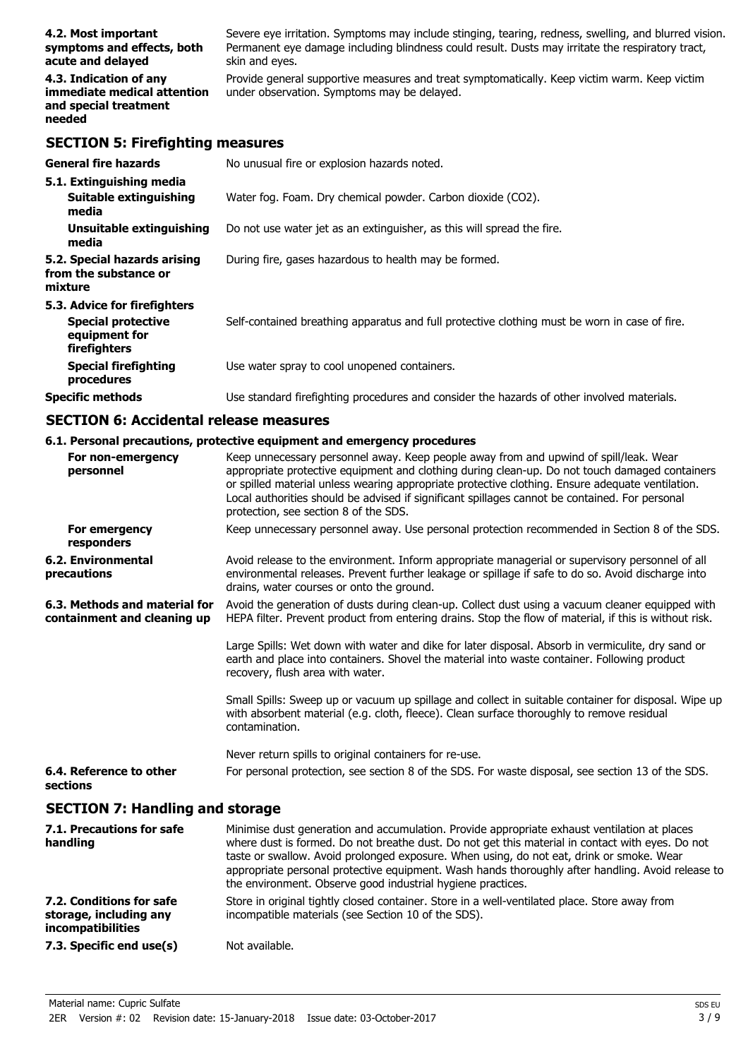| | |
|---|---|
| **4.2. Most important symptoms and effects, both acute and delayed** | Severe eye irritation. Symptoms may include stinging, tearing, redness, swelling, and blurred vision. Permanent eye damage including blindness could result. Dusts may irritate the respiratory tract, skin and eyes. |
| **4.3. Indication of any immediate medical attention and special treatment needed** | Provide general supportive measures and treat symptomatically. Keep victim warm. Keep victim under observation. Symptoms may be delayed. |

## SECTION 5: Firefighting measures

| | |
|---|---|
| **General fire hazards** | No unusual fire or explosion hazards noted. |
| **5.1. Extinguishing media** | |
| **Suitable extinguishing media** | Water fog. Foam. Dry chemical powder. Carbon dioxide ($CO_2$). |
| **Unsuitable extinguishing media** | Do not use water jet as an extinguisher, as this will spread the fire. |
| **5.2. Special hazards arising from the substance or mixture** | During fire, gases hazardous to health may be formed. |
| **5.3. Advice for firefighters** | |
| **Special protective equipment for firefighters** | Self-contained breathing apparatus and full protective clothing must be worn in case of fire. |
| **Special firefighting procedures** | Use water spray to cool unopened containers. |
| **Specific methods** | Use standard firefighting procedures and consider the hazards of other involved materials. |

## SECTION 6: Accidental release measures

**6.1. Personal precautions, protective equipment and emergency procedures**

| | |
|---|---|
| **For non-emergency personnel** | Keep unnecessary personnel away. Keep people away from and upwind of spill/leak. Wear appropriate protective equipment and clothing during clean-up. Do not touch damaged containers or spilled material unless wearing appropriate protective clothing. Ensure adequate ventilation. Local authorities should be advised if significant spillages cannot be contained. For personal protection, see section 8 of the SDS. |
| **For emergency responders** | Keep unnecessary personnel away. Use personal protection recommended in Section 8 of the SDS. |
| **6.2. Environmental precautions** | Avoid release to the environment. Inform appropriate managerial or supervisory personnel of all environmental releases. Prevent further leakage or spillage if safe to do so. Avoid discharge into drains, water courses or onto the ground. |
| **6.3. Methods and material for containment and cleaning up** | Avoid the generation of dusts during clean-up. Collect dust using a vacuum cleaner equipped with HEPA filter. Prevent product from entering drains. Stop the flow of material, if this is without risk.<br><br>Large Spills: Wet down with water and dike for later disposal. Absorb in vermiculite, dry sand or earth and place into containers. Shovel the material into waste container. Following product recovery, flush area with water.<br><br>Small Spills: Sweep up or vacuum up spillage and collect in suitable container for disposal. Wipe up with absorbent material (e.g. cloth, fleece). Clean surface thoroughly to remove residual contamination.<br><br>Never return spills to original containers for re-use. |
| **6.4. Reference to other sections** | For personal protection, see section 8 of the SDS. For waste disposal, see section 13 of the SDS. |

## SECTION 7: Handling and storage

| | |
|---|---|
| **7.1. Precautions for safe handling** | Minimise dust generation and accumulation. Provide appropriate exhaust ventilation at places where dust is formed. Do not breathe dust. Do not get this material in contact with eyes. Do not taste or swallow. Avoid prolonged exposure. When using, do not eat, drink or smoke. Wear appropriate personal protective equipment. Wash hands thoroughly after handling. Avoid release to the environment. Observe good industrial hygiene practices. |
| **7.2. Conditions for safe storage, including any incompatibilities** | Store in original tightly closed container. Store in a well-ventilated place. Store away from incompatible materials (see Section 10 of the SDS). |
| **7.3. Specific end use(s)** | Not available. |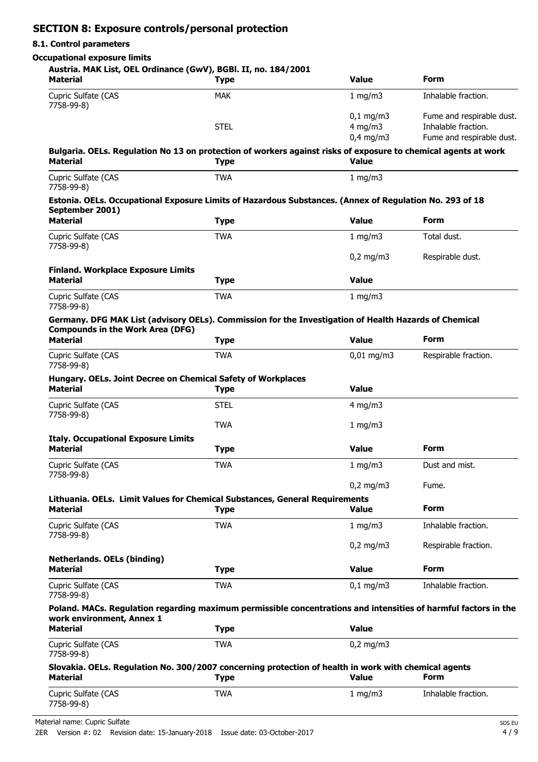## SECTION 8: Exposure controls/personal protection

### 8.1. Control parameters

**Occupational exposure limits**

**Austria. MAK List, OEL Ordinance (GwV), BGBl. II, no. 184/2001**

| Material | Type | Value | Form |
|---|---|---|---|
| Cupric Sulfate (CAS 7758-99-8) | MAK | 1 mg/m3 | Inhalable fraction. |
| | | 0,1 mg/m3 | Fume and respirable dust. |
| | STEL | 4 mg/m3 | Inhalable fraction. |
| | | 0,4 mg/m3 | Fume and respirable dust. |

**Bulgaria. OELs. Regulation No 13 on protection of workers against risks of exposure to chemical agents at work**

| Material | Type | Value |
|---|---|---|
| Cupric Sulfate (CAS 7758-99-8) | TWA | 1 mg/m3 |

**Estonia. OELs. Occupational Exposure Limits of Hazardous Substances. (Annex of Regulation No. 293 of 18 September 2001)**

| Material | Type | Value | Form |
|---|---|---|---|
| Cupric Sulfate (CAS 7758-99-8) | TWA | 1 mg/m3 | Total dust. |
| | | 0,2 mg/m3 | Respirable dust. |

**Finland. Workplace Exposure Limits**

| Material | Type | Value |
|---|---|---|
| Cupric Sulfate (CAS 7758-99-8) | TWA | 1 mg/m3 |

**Germany. DFG MAK List (advisory OELs). Commission for the Investigation of Health Hazards of Chemical Compounds in the Work Area (DFG)**

| Material | Type | Value | Form |
|---|---|---|---|
| Cupric Sulfate (CAS 7758-99-8) | TWA | 0,01 mg/m3 | Respirable fraction. |

**Hungary. OELs. Joint Decree on Chemical Safety of Workplaces**

| Material | Type | Value |
|---|---|---|
| Cupric Sulfate (CAS 7758-99-8) | STEL | 4 mg/m3 |
| | TWA | 1 mg/m3 |

**Italy. Occupational Exposure Limits**

| Material | Type | Value | Form |
|---|---|---|---|
| Cupric Sulfate (CAS 7758-99-8) | TWA | 1 mg/m3 | Dust and mist. |
| | | 0,2 mg/m3 | Fume. |

**Lithuania. OELs. Limit Values for Chemical Substances, General Requirements**

| Material | Type | Value | Form |
|---|---|---|---|
| Cupric Sulfate (CAS 7758-99-8) | TWA | 1 mg/m3 | Inhalable fraction. |
| | | 0,2 mg/m3 | Respirable fraction. |

**Netherlands. OELs (binding)**

| Material | Type | Value | Form |
|---|---|---|---|
| Cupric Sulfate (CAS 7758-99-8) | TWA | 0,1 mg/m3 | Inhalable fraction. |

**Poland. MACs. Regulation regarding maximum permissible concentrations and intensities of harmful factors in the work environment, Annex 1**

| Material | Type | Value |
|---|---|---|
| Cupric Sulfate (CAS 7758-99-8) | TWA | 0,2 mg/m3 |

**Slovakia. OELs. Regulation No. 300/2007 concerning protection of health in work with chemical agents**

| Material | Type | Value | Form |
|---|---|---|---|
| Cupric Sulfate (CAS 7758-99-8) | TWA | 1 mg/m3 | Inhalable fraction. |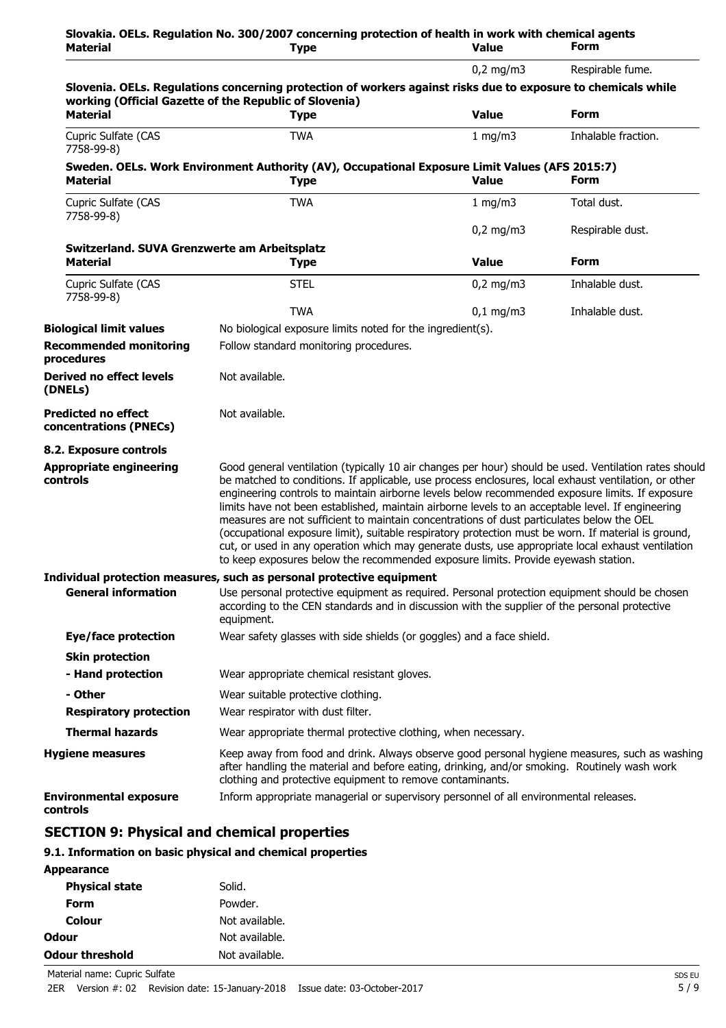**Slovakia. OELs. Regulation No. 300/2007 concerning protection of health in work with chemical agents**

| Material | Type | Value | Form |
|---|---|---|---|
| | | 0,2 mg/m3 | Respirable fume. |

**Slovenia. OELs. Regulations concerning protection of workers against risks due to exposure to chemicals while working (Official Gazette of the Republic of Slovenia)**

| Material | Type | Value | Form |
|---|---|---|---|
| Cupric Sulfate (CAS 7758-99-8) | TWA | 1 mg/m3 | Inhalable fraction. |

**Sweden. OELs. Work Environment Authority (AV), Occupational Exposure Limit Values (AFS 2015:7)**

| Material | Type | Value | Form |
|---|---|---|---|
| Cupric Sulfate (CAS 7758-99-8) | TWA | 1 mg/m3 | Total dust. |
| | | 0,2 mg/m3 | Respirable dust. |

**Switzerland. SUVA Grenzwerte am Arbeitsplatz**

| Material | Type | Value | Form |
|---|---|---|---|
| Cupric Sulfate (CAS 7758-99-8) | STEL | 0,2 mg/m3 | Inhalable dust. |
| | TWA | 0,1 mg/m3 | Inhalable dust. |

**Biological limit values** No biological exposure limits noted for the ingredient(s).

**Recommended monitoring procedures** Follow standard monitoring procedures.

**Derived no effect levels (DNELs)** Not available.

**Predicted no effect concentrations (PNECs)** Not available.

**8.2. Exposure controls**

**Appropriate engineering controls** Good general ventilation (typically 10 air changes per hour) should be used. Ventilation rates should be matched to conditions. If applicable, use process enclosures, local exhaust ventilation, or other engineering controls to maintain airborne levels below recommended exposure limits. If exposure limits have not been established, maintain airborne levels to an acceptable level. If engineering measures are not sufficient to maintain concentrations of dust particulates below the OEL (occupational exposure limit), suitable respiratory protection must be worn. If material is ground, cut, or used in any operation which may generate dusts, use appropriate local exhaust ventilation to keep exposures below the recommended exposure limits. Provide eyewash station.

**Individual protection measures, such as personal protective equipment**

**General information** Use personal protective equipment as required. Personal protection equipment should be chosen according to the CEN standards and in discussion with the supplier of the personal protective equipment.

**Eye/face protection** Wear safety glasses with side shields (or goggles) and a face shield.

**Skin protection**

**- Hand protection** Wear appropriate chemical resistant gloves.

**- Other** Wear suitable protective clothing.

**Respiratory protection** Wear respirator with dust filter.

**Thermal hazards** Wear appropriate thermal protective clothing, when necessary.

**Hygiene measures** Keep away from food and drink. Always observe good personal hygiene measures, such as washing after handling the material and before eating, drinking, and/or smoking. Routinely wash work clothing and protective equipment to remove contaminants.

**Environmental exposure controls** Inform appropriate managerial or supervisory personnel of all environmental releases.

## SECTION 9: Physical and chemical properties

### 9.1. Information on basic physical and chemical properties

**Appearance**

| | |
|---|---|
| Physical state | Solid. |
| Form | Powder. |
| Colour | Not available. |
| Odour | Not available. |
| Odour threshold | Not available. |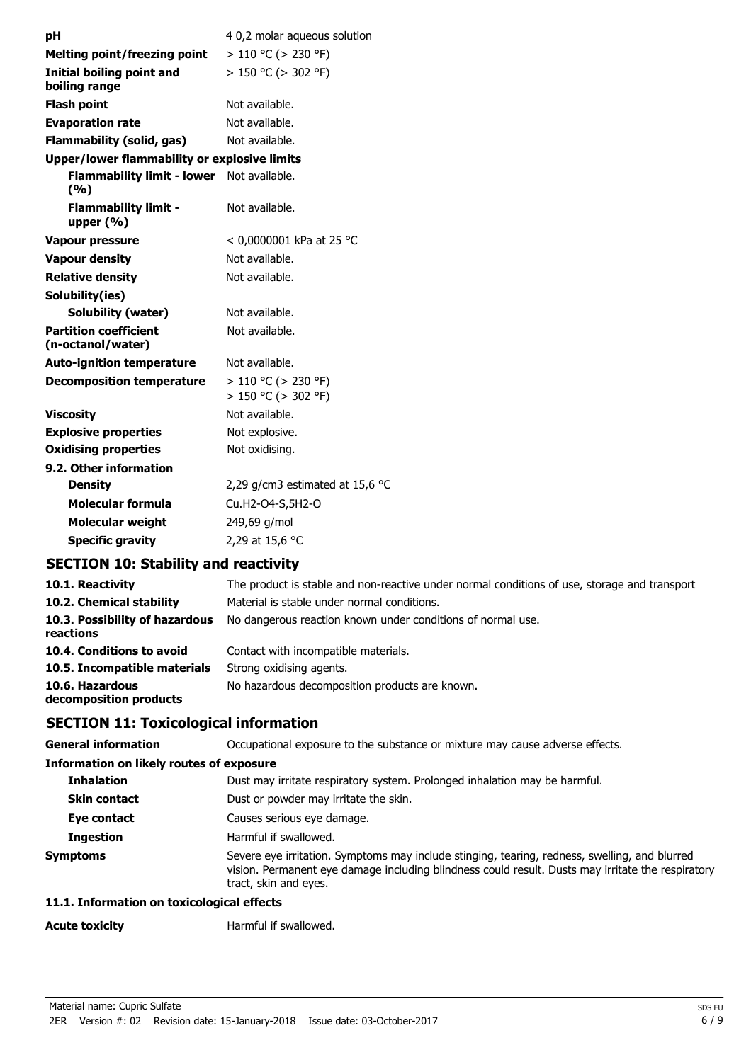| | |
|---|---|
| **pH** | 4 0,2 molar aqueous solution |
| **Melting point/freezing point** | > 110 °C (> 230 °F) |
| **Initial boiling point and boiling range** | > 150 °C (> 302 °F) |
| **Flash point** | Not available. |
| **Evaporation rate** | Not available. |
| **Flammability (solid, gas)** | Not available. |
| **Upper/lower flammability or explosive limits** | |
| **Flammability limit - lower (%)** | Not available. |
| **Flammability limit - upper (%)** | Not available. |
| **Vapour pressure** | < 0,0000001 kPa at 25 °C |
| **Vapour density** | Not available. |
| **Relative density** | Not available. |
| **Solubility(ies)** | |
| **Solubility (water)** | Not available. |
| **Partition coefficient (n-octanol/water)** | Not available. |
| **Auto-ignition temperature** | Not available. |
| **Decomposition temperature** | > 110 °C (> 230 °F)<br>> 150 °C (> 302 °F) |
| **Viscosity** | Not available. |
| **Explosive properties** | Not explosive. |
| **Oxidising properties** | Not oxidising. |
| **9.2. Other information** | |
| **Density** | 2,29 g/cm3 estimated at 15,6 °C |
| **Molecular formula** | Cu.H2-O4-S,5H2-O |
| **Molecular weight** | 249,69 g/mol |
| **Specific gravity** | 2,29 at 15,6 °C |

## SECTION 10: Stability and reactivity

| | |
|---|---|
| **10.1. Reactivity** | The product is stable and non-reactive under normal conditions of use, storage and transport. |
| **10.2. Chemical stability** | Material is stable under normal conditions. |
| **10.3. Possibility of hazardous reactions** | No dangerous reaction known under conditions of normal use. |
| **10.4. Conditions to avoid** | Contact with incompatible materials. |
| **10.5. Incompatible materials** | Strong oxidising agents. |
| **10.6. Hazardous decomposition products** | No hazardous decomposition products are known. |

## SECTION 11: Toxicological information

| | |
|---|---|
| **General information** | Occupational exposure to the substance or mixture may cause adverse effects. |
| **Information on likely routes of exposure** | |
| **Inhalation** | Dust may irritate respiratory system. Prolonged inhalation may be harmful. |
| **Skin contact** | Dust or powder may irritate the skin. |
| **Eye contact** | Causes serious eye damage. |
| **Ingestion** | Harmful if swallowed. |
| **Symptoms** | Severe eye irritation. Symptoms may include stinging, tearing, redness, swelling, and blurred vision. Permanent eye damage including blindness could result. Dusts may irritate the respiratory tract, skin and eyes. |

### 11.1. Information on toxicological effects

| | |
|---|---|
| **Acute toxicity** | Harmful if swallowed. |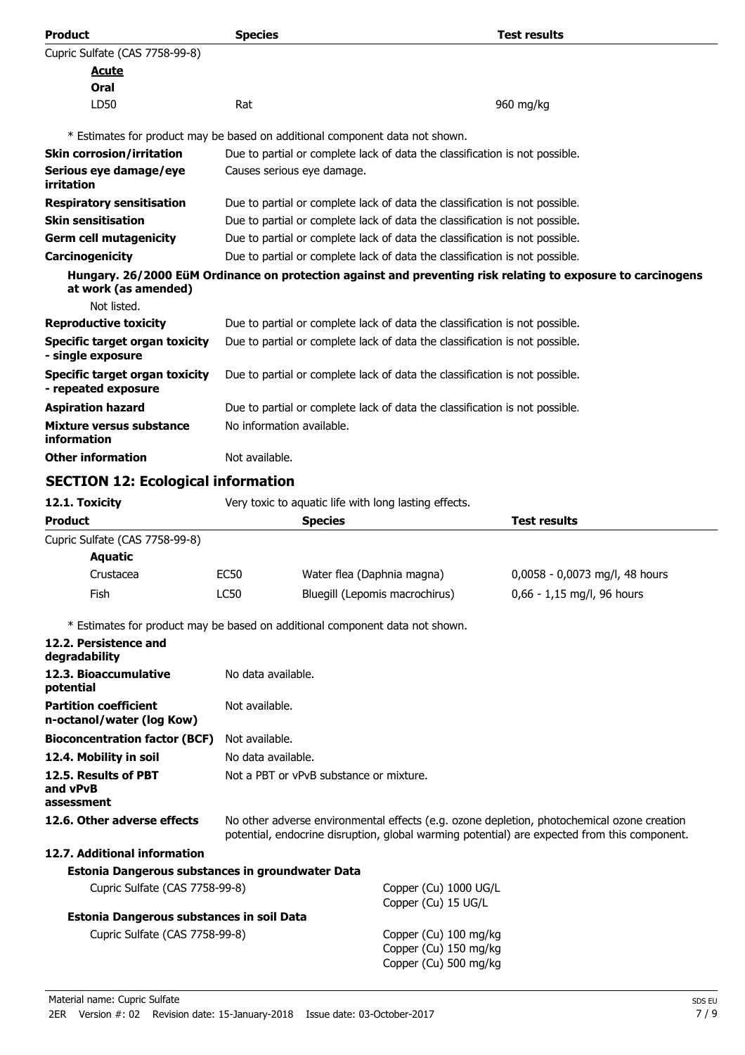| Product | Species | Test results |
|---|---|---|
| Cupric Sulfate (CAS 7758-99-8) | | |
| **Acute** | | |
| **Oral** | | |
| LD50 | Rat | 960 mg/kg |

\* Estimates for product may be based on additional component data not shown.

**Skin corrosion/irritation** Due to partial or complete lack of data the classification is not possible.

**Serious eye damage/eye irritation** Causes serious eye damage.

**Respiratory sensitisation** Due to partial or complete lack of data the classification is not possible.

**Skin sensitisation** Due to partial or complete lack of data the classification is not possible.

**Germ cell mutagenicity** Due to partial or complete lack of data the classification is not possible.

**Carcinogenicity** Due to partial or complete lack of data the classification is not possible.

**Hungary. 26/2000 EüM Ordinance on protection against and preventing risk relating to exposure to carcinogens at work (as amended)**

Not listed.

**Reproductive toxicity** Due to partial or complete lack of data the classification is not possible.

**Specific target organ toxicity - single exposure** Due to partial or complete lack of data the classification is not possible.

**Specific target organ toxicity - repeated exposure** Due to partial or complete lack of data the classification is not possible.

**Aspiration hazard** Due to partial or complete lack of data the classification is not possible.

**Mixture versus substance information** No information available.

**Other information** Not available.

## SECTION 12: Ecological information

**12.1. Toxicity** Very toxic to aquatic life with long lasting effects.

| Product | | Species | Test results |
|---|---|---|---|
| Cupric Sulfate (CAS 7758-99-8) | | | |
| **Aquatic** | | | |
| Crustacea | EC50 | Water flea (Daphnia magna) | 0,0058 - 0,0073 mg/l, 48 hours |
| Fish | LC50 | Bluegill (Lepomis macrochirus) | 0,66 - 1,15 mg/l, 96 hours |

\* Estimates for product may be based on additional component data not shown.

**12.2. Persistence and degradability**

**12.3. Bioaccumulative potential** No data available.

**Partition coefficient n-octanol/water (log Kow)** Not available.

**Bioconcentration factor (BCF)** Not available.

**12.4. Mobility in soil** No data available.

**12.5. Results of PBT and vPvB assessment** Not a PBT or vPvB substance or mixture.

**12.6. Other adverse effects** No other adverse environmental effects (e.g. ozone depletion, photochemical ozone creation potential, endocrine disruption, global warming potential) are expected from this component.

**12.7. Additional information**

**Estonia Dangerous substances in groundwater Data**

Cupric Sulfate (CAS 7758-99-8)
Copper (Cu) 1000 UG/L
Copper (Cu) 15 UG/L

**Estonia Dangerous substances in soil Data**

Cupric Sulfate (CAS 7758-99-8)
Copper (Cu) 100 mg/kg
Copper (Cu) 150 mg/kg
Copper (Cu) 500 mg/kg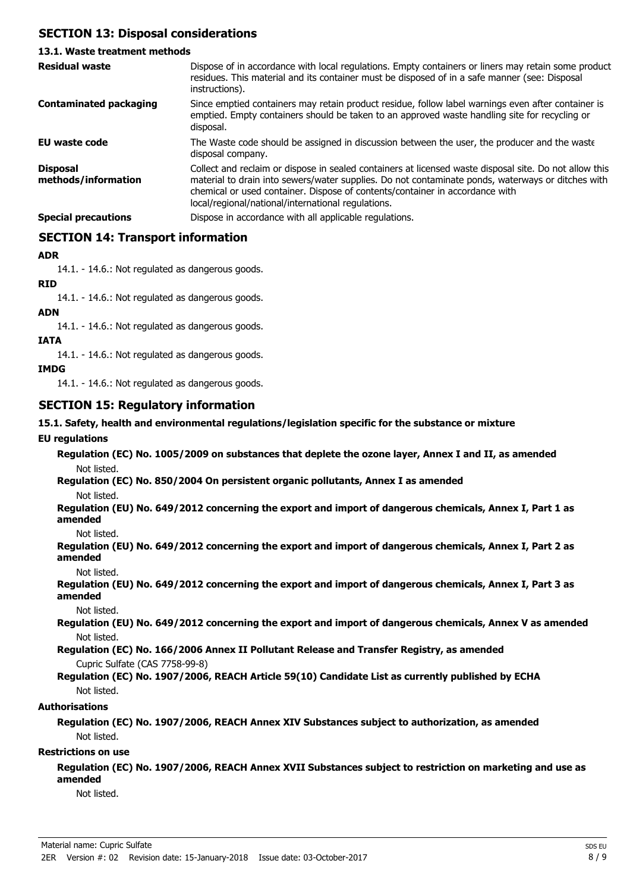## SECTION 13: Disposal considerations

### 13.1. Waste treatment methods

| | |
|---|---|
| **Residual waste** | Dispose of in accordance with local regulations. Empty containers or liners may retain some product residues. This material and its container must be disposed of in a safe manner (see: Disposal instructions). |
| **Contaminated packaging** | Since emptied containers may retain product residue, follow label warnings even after container is emptied. Empty containers should be taken to an approved waste handling site for recycling or disposal. |
| **EU waste code** | The Waste code should be assigned in discussion between the user, the producer and the waste disposal company. |
| **Disposal methods/information** | Collect and reclaim or dispose in sealed containers at licensed waste disposal site. Do not allow this material to drain into sewers/water supplies. Do not contaminate ponds, waterways or ditches with chemical or used container. Dispose of contents/container in accordance with local/regional/national/international regulations. |
| **Special precautions** | Dispose in accordance with all applicable regulations. |

## SECTION 14: Transport information

**ADR**

14.1. - 14.6.: Not regulated as dangerous goods.

**RID**

14.1. - 14.6.: Not regulated as dangerous goods.

**ADN**

14.1. - 14.6.: Not regulated as dangerous goods.

**IATA**

14.1. - 14.6.: Not regulated as dangerous goods.

**IMDG**

14.1. - 14.6.: Not regulated as dangerous goods.

## SECTION 15: Regulatory information

**15.1. Safety, health and environmental regulations/legislation specific for the substance or mixture**

**EU regulations**

**Regulation (EC) No. 1005/2009 on substances that deplete the ozone layer, Annex I and II, as amended**

Not listed.

**Regulation (EC) No. 850/2004 On persistent organic pollutants, Annex I as amended**

Not listed.

**Regulation (EU) No. 649/2012 concerning the export and import of dangerous chemicals, Annex I, Part 1 as amended**

Not listed.

**Regulation (EU) No. 649/2012 concerning the export and import of dangerous chemicals, Annex I, Part 2 as amended**

Not listed.

**Regulation (EU) No. 649/2012 concerning the export and import of dangerous chemicals, Annex I, Part 3 as amended**

Not listed.

**Regulation (EU) No. 649/2012 concerning the export and import of dangerous chemicals, Annex V as amended**

Not listed.

**Regulation (EC) No. 166/2006 Annex II Pollutant Release and Transfer Registry, as amended**

Cupric Sulfate (CAS 7758-99-8)

**Regulation (EC) No. 1907/2006, REACH Article 59(10) Candidate List as currently published by ECHA**

Not listed.

**Authorisations**

**Regulation (EC) No. 1907/2006, REACH Annex XIV Substances subject to authorization, as amended**

Not listed.

**Restrictions on use**

**Regulation (EC) No. 1907/2006, REACH Annex XVII Substances subject to restriction on marketing and use as amended**

Not listed.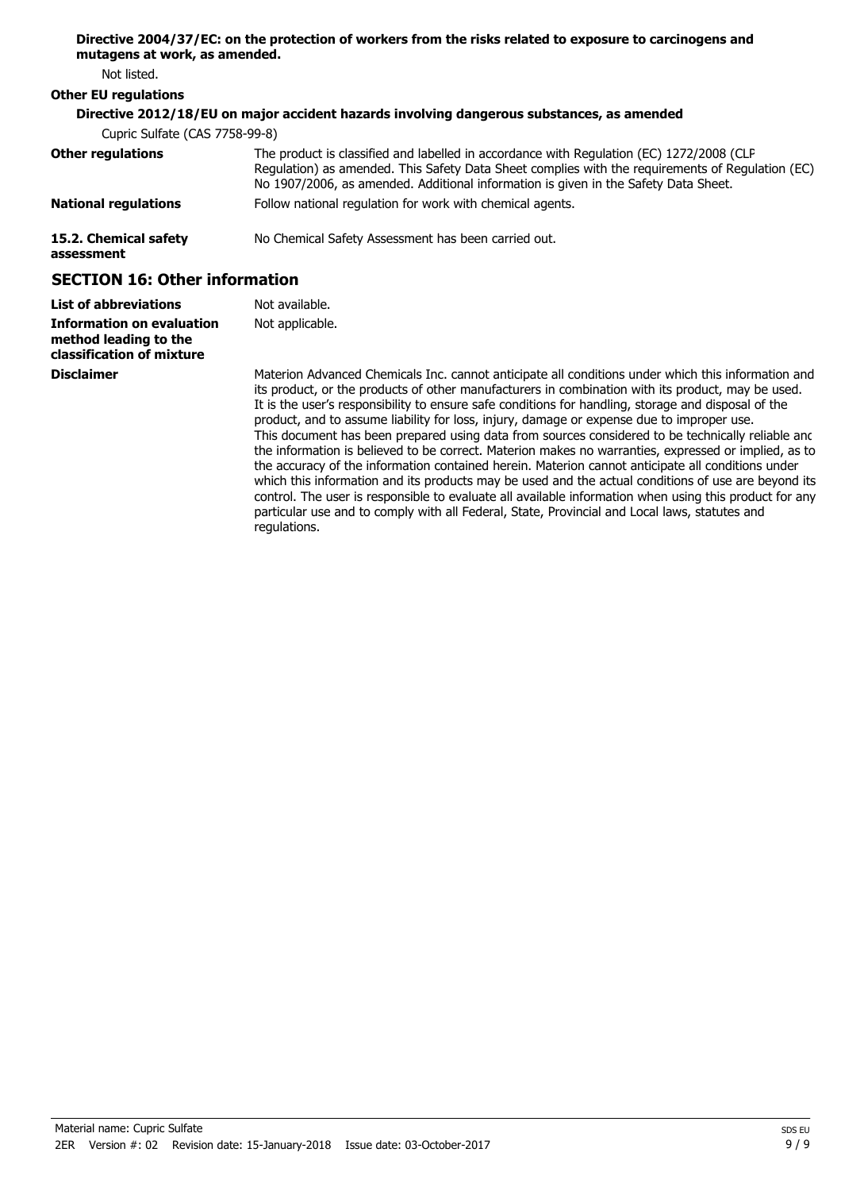**Directive 2004/37/EC: on the protection of workers from the risks related to exposure to carcinogens and mutagens at work, as amended.**

Not listed.

**Other EU regulations**

**Directive 2012/18/EU on major accident hazards involving dangerous substances, as amended**

Cupric Sulfate (CAS 7758-99-8)

| | |
|---|---|
| **Other regulations** | The product is classified and labelled in accordance with Regulation (EC) 1272/2008 (CLP Regulation) as amended. This Safety Data Sheet complies with the requirements of Regulation (EC) No 1907/2006, as amended. Additional information is given in the Safety Data Sheet. |
| **National regulations** | Follow national regulation for work with chemical agents. |
| **15.2. Chemical safety assessment** | No Chemical Safety Assessment has been carried out. |

## SECTION 16: Other information

| | |
|---|---|
| **List of abbreviations** | Not available. |
| **Information on evaluation method leading to the classification of mixture** | Not applicable. |
| **Disclaimer** | Materion Advanced Chemicals Inc. cannot anticipate all conditions under which this information and its product, or the products of other manufacturers in combination with its product, may be used. It is the user's responsibility to ensure safe conditions for handling, storage and disposal of the product, and to assume liability for loss, injury, damage or expense due to improper use. This document has been prepared using data from sources considered to be technically reliable and the information is believed to be correct. Materion makes no warranties, expressed or implied, as to the accuracy of the information contained herein. Materion cannot anticipate all conditions under which this information and its products may be used and the actual conditions of use are beyond its control. The user is responsible to evaluate all available information when using this product for any particular use and to comply with all Federal, State, Provincial and Local laws, statutes and regulations. |